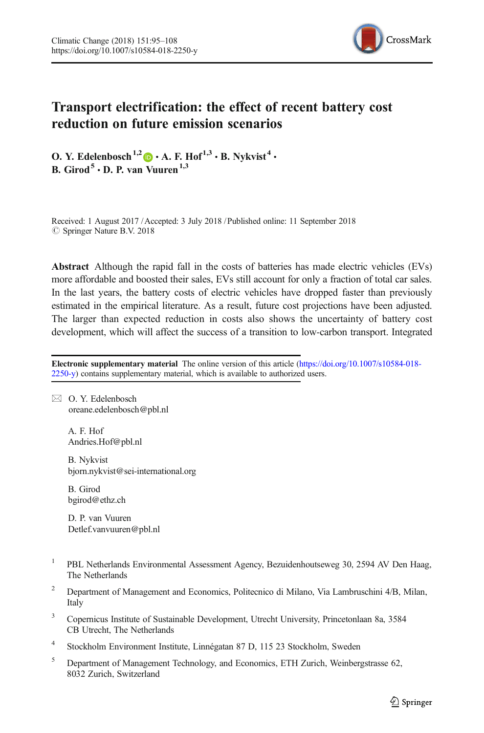# Transport electrification: the effect of recent battery cost reduction on future emission scenarios

**O. Y. Edelenbosch** [1,2] **· A. F. Hof** [1,3] **· B. Nykvist** [4] **· B. Girod** [5] **· D. P. van Vuuren** [1,3]

Received: 1 August 2017 / Accepted: 3 July 2018 / Published online: 11 September 2018
© Springer Nature B.V. 2018

**Abstract** Although the rapid fall in the costs of batteries has made electric vehicles (EVs) more affordable and boosted their sales, EVs still account for only a fraction of total car sales. In the last years, the battery costs of electric vehicles have dropped faster than previously estimated in the empirical literature. As a result, future cost projections have been adjusted. The larger than expected reduction in costs also shows the uncertainty of battery cost development, which will affect the success of a transition to low-carbon transport. Integrated

**Electronic supplementary material** The online version of this article (https://doi.org/10.1007/s10584-018-2250-y) contains supplementary material, which is available to authorized users.

✉ O. Y. Edelenbosch
oreane.edelenbosch@pbl.nl

A. F. Hof
Andries.Hof@pbl.nl

B. Nykvist
bjorn.nykvist@sei-international.org

B. Girod
bgirod@ethz.ch

D. P. van Vuuren
Detlef.vanvuuren@pbl.nl

[1] PBL Netherlands Environmental Assessment Agency, Bezuidenhoutseweg 30, 2594 AV Den Haag, The Netherlands

[2] Department of Management and Economics, Politecnico di Milano, Via Lambruschini 4/B, Milan, Italy

[3] Copernicus Institute of Sustainable Development, Utrecht University, Princetonlaan 8a, 3584 CB Utrecht, The Netherlands

[4] Stockholm Environment Institute, Linnégatan 87 D, 115 23 Stockholm, Sweden

[5] Department of Management Technology, and Economics, ETH Zurich, Weinbergstrasse 62, 8032 Zurich, Switzerland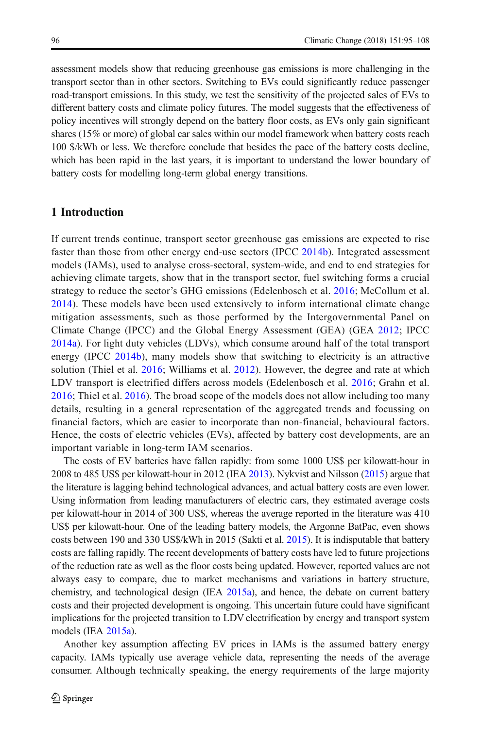assessment models show that reducing greenhouse gas emissions is more challenging in the transport sector than in other sectors. Switching to EVs could significantly reduce passenger road-transport emissions. In this study, we test the sensitivity of the projected sales of EVs to different battery costs and climate policy futures. The model suggests that the effectiveness of policy incentives will strongly depend on the battery floor costs, as EVs only gain significant shares (15% or more) of global car sales within our model framework when battery costs reach 100 $/kWh or less. We therefore conclude that besides the pace of the battery costs decline, which has been rapid in the last years, it is important to understand the lower boundary of battery costs for modelling long-term global energy transitions.

## 1 Introduction

If current trends continue, transport sector greenhouse gas emissions are expected to rise faster than those from other energy end-use sectors (IPCC 2014b). Integrated assessment models (IAMs), used to analyse cross-sectoral, system-wide, and end to end strategies for achieving climate targets, show that in the transport sector, fuel switching forms a crucial strategy to reduce the sector's GHG emissions (Edelenbosch et al. 2016; McCollum et al. 2014). These models have been used extensively to inform international climate change mitigation assessments, such as those performed by the Intergovernmental Panel on Climate Change (IPCC) and the Global Energy Assessment (GEA) (GEA 2012; IPCC 2014a). For light duty vehicles (LDVs), which consume around half of the total transport energy (IPCC 2014b), many models show that switching to electricity is an attractive solution (Thiel et al. 2016; Williams et al. 2012). However, the degree and rate at which LDV transport is electrified differs across models (Edelenbosch et al. 2016; Grahn et al. 2016; Thiel et al. 2016). The broad scope of the models does not allow including too many details, resulting in a general representation of the aggregated trends and focussing on financial factors, which are easier to incorporate than non-financial, behavioural factors. Hence, the costs of electric vehicles (EVs), affected by battery cost developments, are an important variable in long-term IAM scenarios.

The costs of EV batteries have fallen rapidly: from some 1000 US$ per kilowatt-hour in 2008 to 485 US$ per kilowatt-hour in 2012 (IEA 2013). Nykvist and Nilsson (2015) argue that the literature is lagging behind technological advances, and actual battery costs are even lower. Using information from leading manufacturers of electric cars, they estimated average costs per kilowatt-hour in 2014 of 300 US$, whereas the average reported in the literature was 410 US$ per kilowatt-hour. One of the leading battery models, the Argonne BatPac, even shows costs between 190 and 330 US$/kWh in 2015 (Sakti et al. 2015). It is indisputable that battery costs are falling rapidly. The recent developments of battery costs have led to future projections of the reduction rate as well as the floor costs being updated. However, reported values are not always easy to compare, due to market mechanisms and variations in battery structure, chemistry, and technological design (IEA 2015a), and hence, the debate on current battery costs and their projected development is ongoing. This uncertain future could have significant implications for the projected transition to LDV electrification by energy and transport system models (IEA 2015a).

Another key assumption affecting EV prices in IAMs is the assumed battery energy capacity. IAMs typically use average vehicle data, representing the needs of the average consumer. Although technically speaking, the energy requirements of the large majority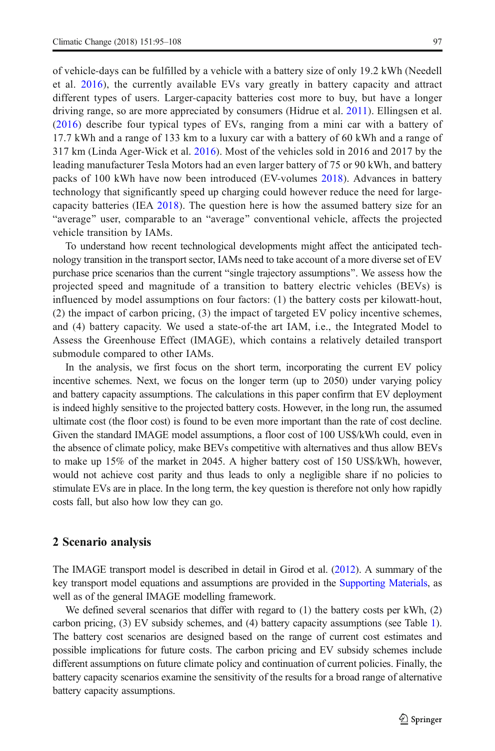of vehicle-days can be fulfilled by a vehicle with a battery size of only 19.2 kWh (Needell et al. 2016), the currently available EVs vary greatly in battery capacity and attract different types of users. Larger-capacity batteries cost more to buy, but have a longer driving range, so are more appreciated by consumers (Hidrue et al. 2011). Ellingsen et al. (2016) describe four typical types of EVs, ranging from a mini car with a battery of 17.7 kWh and a range of 133 km to a luxury car with a battery of 60 kWh and a range of 317 km (Linda Ager-Wick et al. 2016). Most of the vehicles sold in 2016 and 2017 by the leading manufacturer Tesla Motors had an even larger battery of 75 or 90 kWh, and battery packs of 100 kWh have now been introduced (EV-volumes 2018). Advances in battery technology that significantly speed up charging could however reduce the need for large-capacity batteries (IEA 2018). The question here is how the assumed battery size for an "average" user, comparable to an "average" conventional vehicle, affects the projected vehicle transition by IAMs.

To understand how recent technological developments might affect the anticipated technology transition in the transport sector, IAMs need to take account of a more diverse set of EV purchase price scenarios than the current "single trajectory assumptions". We assess how the projected speed and magnitude of a transition to battery electric vehicles (BEVs) is influenced by model assumptions on four factors: (1) the battery costs per kilowatt-hout, (2) the impact of carbon pricing, (3) the impact of targeted EV policy incentive schemes, and (4) battery capacity. We used a state-of-the art IAM, i.e., the Integrated Model to Assess the Greenhouse Effect (IMAGE), which contains a relatively detailed transport submodule compared to other IAMs.

In the analysis, we first focus on the short term, incorporating the current EV policy incentive schemes. Next, we focus on the longer term (up to 2050) under varying policy and battery capacity assumptions. The calculations in this paper confirm that EV deployment is indeed highly sensitive to the projected battery costs. However, in the long run, the assumed ultimate cost (the floor cost) is found to be even more important than the rate of cost decline. Given the standard IMAGE model assumptions, a floor cost of 100 US$/kWh could, even in the absence of climate policy, make BEVs competitive with alternatives and thus allow BEVs to make up 15% of the market in 2045. A higher battery cost of 150 US$/kWh, however, would not achieve cost parity and thus leads to only a negligible share if no policies to stimulate EVs are in place. In the long term, the key question is therefore not only how rapidly costs fall, but also how low they can go.

## 2 Scenario analysis

The IMAGE transport model is described in detail in Girod et al. (2012). A summary of the key transport model equations and assumptions are provided in the Supporting Materials, as well as of the general IMAGE modelling framework.

We defined several scenarios that differ with regard to (1) the battery costs per kWh, (2) carbon pricing, (3) EV subsidy schemes, and (4) battery capacity assumptions (see Table 1). The battery cost scenarios are designed based on the range of current cost estimates and possible implications for future costs. The carbon pricing and EV subsidy schemes include different assumptions on future climate policy and continuation of current policies. Finally, the battery capacity scenarios examine the sensitivity of the results for a broad range of alternative battery capacity assumptions.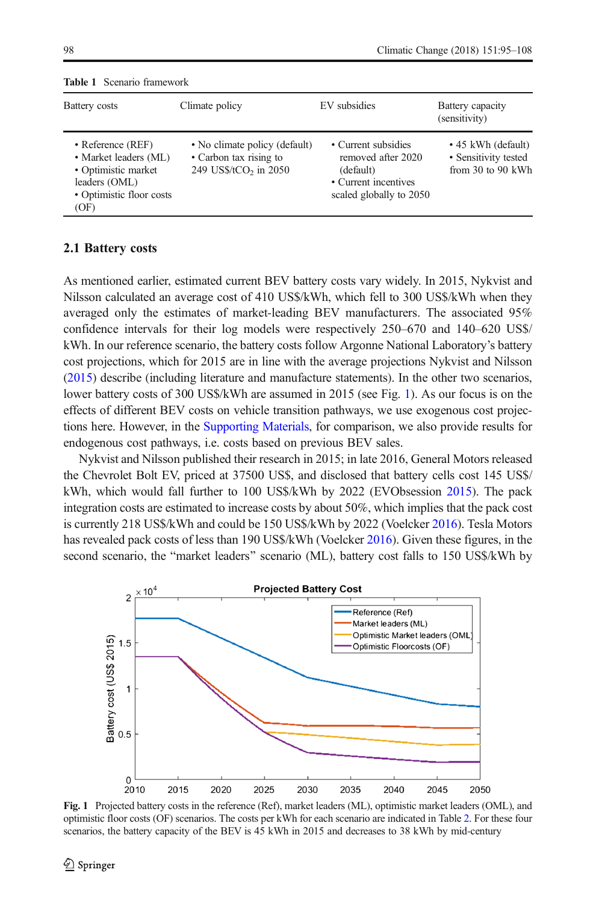**Table 1** Scenario framework

| Battery costs | Climate policy | EV subsidies | Battery capacity (sensitivity) |
|---|---|---|---|
| • Reference (REF)<br>• Market leaders (ML)<br>• Optimistic market leaders (OML)<br>• Optimistic floor costs (OF) | • No climate policy (default)<br>• Carbon tax rising to 249 US\$/t$CO_2$ in 2050 | • Current subsidies removed after 2020 (default)<br>• Current incentives scaled globally to 2050 | • 45 kWh (default)<br>• Sensitivity tested from 30 to 90 kWh |

## 2.1 Battery costs

As mentioned earlier, estimated current BEV battery costs vary widely. In 2015, Nykvist and Nilsson calculated an average cost of 410 US\$/kWh, which fell to 300 US\$/kWh when they averaged only the estimates of market-leading BEV manufacturers. The associated 95% confidence intervals for their log models were respectively 250–670 and 140–620 US\$/kWh. In our reference scenario, the battery costs follow Argonne National Laboratory's battery cost projections, which for 2015 are in line with the average projections Nykvist and Nilsson (2015) describe (including literature and manufacture statements). In the other two scenarios, lower battery costs of 300 US\$/kWh are assumed in 2015 (see Fig. 1). As our focus is on the effects of different BEV costs on vehicle transition pathways, we use exogenous cost projections here. However, in the Supporting Materials, for comparison, we also provide results for endogenous cost pathways, i.e. costs based on previous BEV sales.

Nykvist and Nilsson published their research in 2015; in late 2016, General Motors released the Chevrolet Bolt EV, priced at 37500 US\$, and disclosed that battery cells cost 145 US\$/kWh, which would fall further to 100 US\$/kWh by 2022 (EVObsession 2015). The pack integration costs are estimated to increase costs by about 50%, which implies that the pack cost is currently 218 US\$/kWh and could be 150 US\$/kWh by 2022 (Voelcker 2016). Tesla Motors has revealed pack costs of less than 190 US\$/kWh (Voelcker 2016). Given these figures, in the second scenario, the "market leaders" scenario (ML), battery cost falls to 150 US\$/kWh by

**Fig. 1** Projected battery costs in the reference (Ref), market leaders (ML), optimistic market leaders (OML), and optimistic floor costs (OF) scenarios. The costs per kWh for each scenario are indicated in Table 2. For these four scenarios, the battery capacity of the BEV is 45 kWh in 2015 and decreases to 38 kWh by mid-century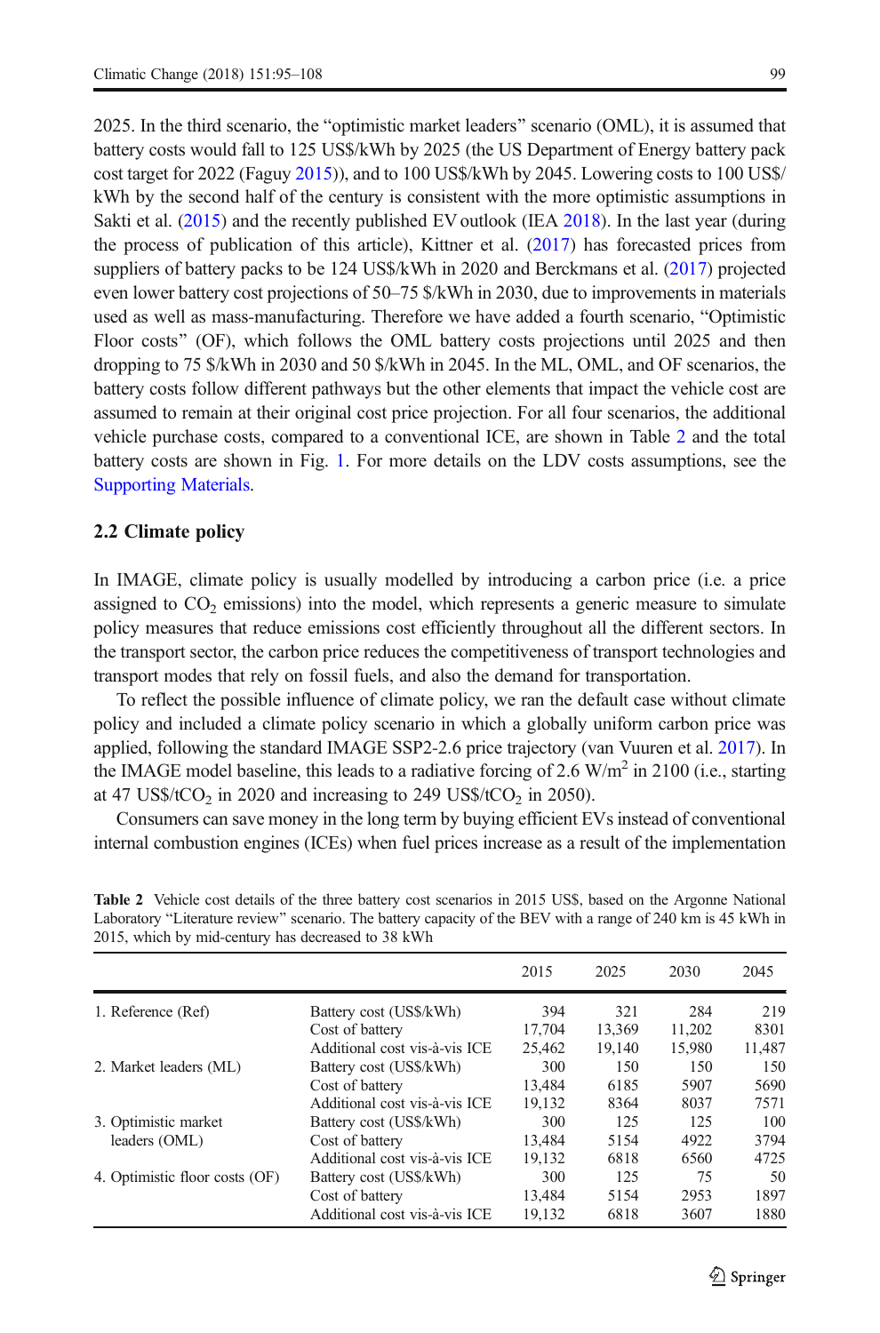2025. In the third scenario, the "optimistic market leaders" scenario (OML), it is assumed that battery costs would fall to 125 US$/kWh by 2025 (the US Department of Energy battery pack cost target for 2022 (Faguy 2015)), and to 100 US$/kWh by 2045. Lowering costs to 100 US$/kWh by the second half of the century is consistent with the more optimistic assumptions in Sakti et al. (2015) and the recently published EV outlook (IEA 2018). In the last year (during the process of publication of this article), Kittner et al. (2017) has forecasted prices from suppliers of battery packs to be 124 US$/kWh in 2020 and Berckmans et al. (2017) projected even lower battery cost projections of 50–75 $/kWh in 2030, due to improvements in materials used as well as mass-manufacturing. Therefore we have added a fourth scenario, "Optimistic Floor costs" (OF), which follows the OML battery costs projections until 2025 and then dropping to 75 $/kWh in 2030 and 50 $/kWh in 2045. In the ML, OML, and OF scenarios, the battery costs follow different pathways but the other elements that impact the vehicle cost are assumed to remain at their original cost price projection. For all four scenarios, the additional vehicle purchase costs, compared to a conventional ICE, are shown in Table 2 and the total battery costs are shown in Fig. 1. For more details on the LDV costs assumptions, see the Supporting Materials.

### 2.2 Climate policy

In IMAGE, climate policy is usually modelled by introducing a carbon price (i.e. a price assigned to $CO_2$ emissions) into the model, which represents a generic measure to simulate policy measures that reduce emissions cost efficiently throughout all the different sectors. In the transport sector, the carbon price reduces the competitiveness of transport technologies and transport modes that rely on fossil fuels, and also the demand for transportation.

To reflect the possible influence of climate policy, we ran the default case without climate policy and included a climate policy scenario in which a globally uniform carbon price was applied, following the standard IMAGE SSP2-2.6 price trajectory (van Vuuren et al. 2017). In the IMAGE model baseline, this leads to a radiative forcing of 2.6 W/m$^2$ in 2100 (i.e., starting at 47 US$/t$CO_2$ in 2020 and increasing to 249 US$/t$CO_2$ in 2050).

Consumers can save money in the long term by buying efficient EVs instead of conventional internal combustion engines (ICEs) when fuel prices increase as a result of the implementation

**Table 2** Vehicle cost details of the three battery cost scenarios in 2015 US$, based on the Argonne National Laboratory "Literature review" scenario. The battery capacity of the BEV with a range of 240 km is 45 kWh in 2015, which by mid-century has decreased to 38 kWh

| | | 2015 | 2025 | 2030 | 2045 |
|---|---|---|---|---|---|
| 1. Reference (Ref) | Battery cost (US$/kWh) | 394 | 321 | 284 | 219 |
| | Cost of battery | 17,704 | 13,369 | 11,202 | 8301 |
| | Additional cost vis-à-vis ICE | 25,462 | 19,140 | 15,980 | 11,487 |
| 2. Market leaders (ML) | Battery cost (US$/kWh) | 300 | 150 | 150 | 150 |
| | Cost of battery | 13,484 | 6185 | 5907 | 5690 |
| | Additional cost vis-à-vis ICE | 19,132 | 8364 | 8037 | 7571 |
| 3. Optimistic market leaders (OML) | Battery cost (US$/kWh) | 300 | 125 | 125 | 100 |
| | Cost of battery | 13,484 | 5154 | 4922 | 3794 |
| | Additional cost vis-à-vis ICE | 19,132 | 6818 | 6560 | 4725 |
| 4. Optimistic floor costs (OF) | Battery cost (US$/kWh) | 300 | 125 | 75 | 50 |
| | Cost of battery | 13,484 | 5154 | 2953 | 1897 |
| | Additional cost vis-à-vis ICE | 19,132 | 6818 | 3607 | 1880 |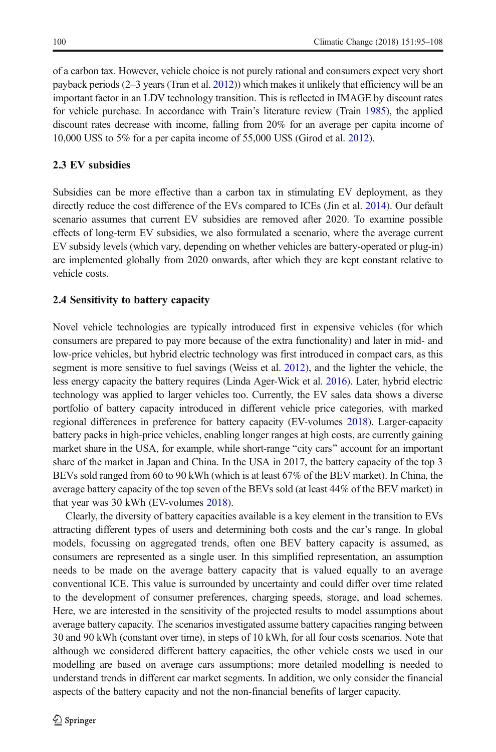of a carbon tax. However, vehicle choice is not purely rational and consumers expect very short payback periods (2–3 years (Tran et al. 2012)) which makes it unlikely that efficiency will be an important factor in an LDV technology transition. This is reflected in IMAGE by discount rates for vehicle purchase. In accordance with Train's literature review (Train 1985), the applied discount rates decrease with income, falling from 20% for an average per capita income of 10,000 US$ to 5% for a per capita income of 55,000 US$ (Girod et al. 2012).

### 2.3 EV subsidies

Subsidies can be more effective than a carbon tax in stimulating EV deployment, as they directly reduce the cost difference of the EVs compared to ICEs (Jin et al. 2014). Our default scenario assumes that current EV subsidies are removed after 2020. To examine possible effects of long-term EV subsidies, we also formulated a scenario, where the average current EV subsidy levels (which vary, depending on whether vehicles are battery-operated or plug-in) are implemented globally from 2020 onwards, after which they are kept constant relative to vehicle costs.

### 2.4 Sensitivity to battery capacity

Novel vehicle technologies are typically introduced first in expensive vehicles (for which consumers are prepared to pay more because of the extra functionality) and later in mid- and low-price vehicles, but hybrid electric technology was first introduced in compact cars, as this segment is more sensitive to fuel savings (Weiss et al. 2012), and the lighter the vehicle, the less energy capacity the battery requires (Linda Ager-Wick et al. 2016). Later, hybrid electric technology was applied to larger vehicles too. Currently, the EV sales data shows a diverse portfolio of battery capacity introduced in different vehicle price categories, with marked regional differences in preference for battery capacity (EV-volumes 2018). Larger-capacity battery packs in high-price vehicles, enabling longer ranges at high costs, are currently gaining market share in the USA, for example, while short-range "city cars" account for an important share of the market in Japan and China. In the USA in 2017, the battery capacity of the top 3 BEVs sold ranged from 60 to 90 kWh (which is at least 67% of the BEV market). In China, the average battery capacity of the top seven of the BEVs sold (at least 44% of the BEV market) in that year was 30 kWh (EV-volumes 2018).

Clearly, the diversity of battery capacities available is a key element in the transition to EVs attracting different types of users and determining both costs and the car's range. In global models, focussing on aggregated trends, often one BEV battery capacity is assumed, as consumers are represented as a single user. In this simplified representation, an assumption needs to be made on the average battery capacity that is valued equally to an average conventional ICE. This value is surrounded by uncertainty and could differ over time related to the development of consumer preferences, charging speeds, storage, and load schemes. Here, we are interested in the sensitivity of the projected results to model assumptions about average battery capacity. The scenarios investigated assume battery capacities ranging between 30 and 90 kWh (constant over time), in steps of 10 kWh, for all four costs scenarios. Note that although we considered different battery capacities, the other vehicle costs we used in our modelling are based on average cars assumptions; more detailed modelling is needed to understand trends in different car market segments. In addition, we only consider the financial aspects of the battery capacity and not the non-financial benefits of larger capacity.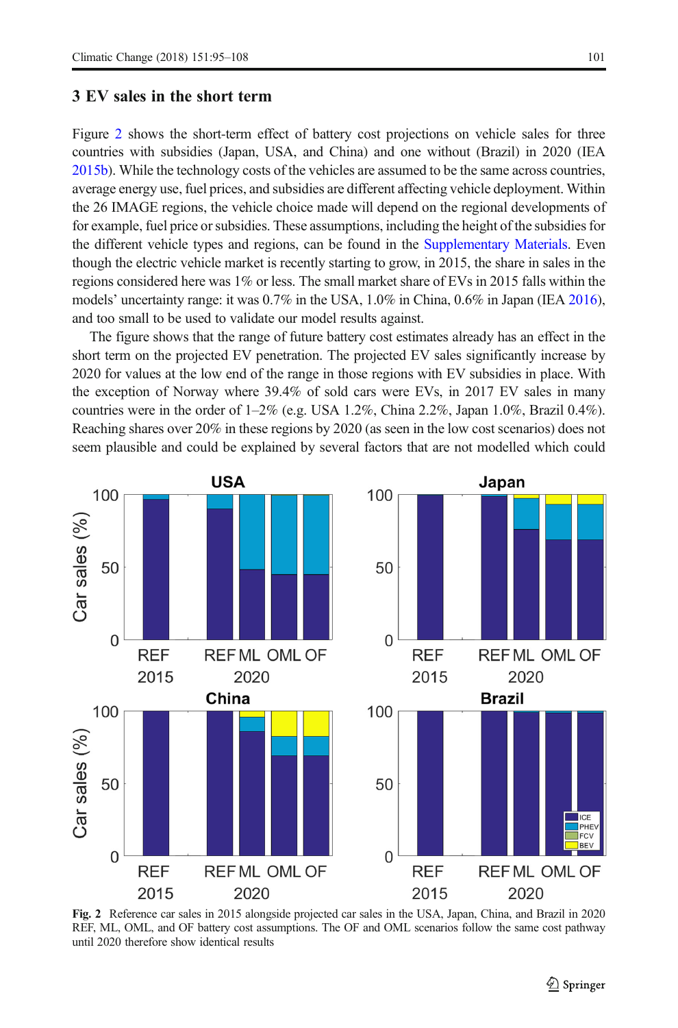## 3 EV sales in the short term

Figure 2 shows the short-term effect of battery cost projections on vehicle sales for three countries with subsidies (Japan, USA, and China) and one without (Brazil) in 2020 (IEA 2015b). While the technology costs of the vehicles are assumed to be the same across countries, average energy use, fuel prices, and subsidies are different affecting vehicle deployment. Within the 26 IMAGE regions, the vehicle choice made will depend on the regional developments of for example, fuel price or subsidies. These assumptions, including the height of the subsidies for the different vehicle types and regions, can be found in the Supplementary Materials. Even though the electric vehicle market is recently starting to grow, in 2015, the share in sales in the regions considered here was 1% or less. The small market share of EVs in 2015 falls within the models' uncertainty range: it was 0.7% in the USA, 1.0% in China, 0.6% in Japan (IEA 2016), and too small to be used to validate our model results against.

The figure shows that the range of future battery cost estimates already has an effect in the short term on the projected EV penetration. The projected EV sales significantly increase by 2020 for values at the low end of the range in those regions with EV subsidies in place. With the exception of Norway where 39.4% of sold cars were EVs, in 2017 EV sales in many countries were in the order of 1–2% (e.g. USA 1.2%, China 2.2%, Japan 1.0%, Brazil 0.4%). Reaching shares over 20% in these regions by 2020 (as seen in the low cost scenarios) does not seem plausible and could be explained by several factors that are not modelled which could

**Fig. 2** Reference car sales in 2015 alongside projected car sales in the USA, Japan, China, and Brazil in 2020 REF, ML, OML, and OF battery cost assumptions. The OF and OML scenarios follow the same cost pathway until 2020 therefore show identical results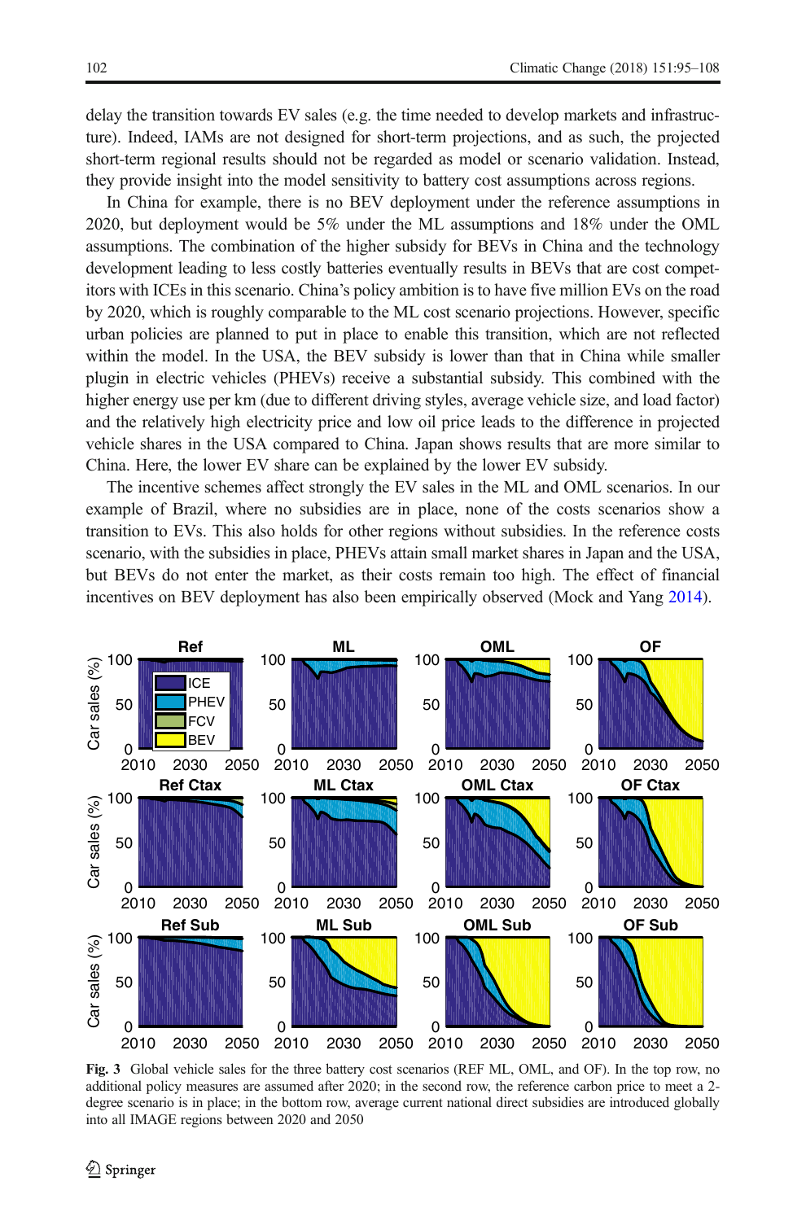delay the transition towards EV sales (e.g. the time needed to develop markets and infrastructure). Indeed, IAMs are not designed for short-term projections, and as such, the projected short-term regional results should not be regarded as model or scenario validation. Instead, they provide insight into the model sensitivity to battery cost assumptions across regions.

In China for example, there is no BEV deployment under the reference assumptions in 2020, but deployment would be 5% under the ML assumptions and 18% under the OML assumptions. The combination of the higher subsidy for BEVs in China and the technology development leading to less costly batteries eventually results in BEVs that are cost competitors with ICEs in this scenario. China's policy ambition is to have five million EVs on the road by 2020, which is roughly comparable to the ML cost scenario projections. However, specific urban policies are planned to put in place to enable this transition, which are not reflected within the model. In the USA, the BEV subsidy is lower than that in China while smaller plugin in electric vehicles (PHEVs) receive a substantial subsidy. This combined with the higher energy use per km (due to different driving styles, average vehicle size, and load factor) and the relatively high electricity price and low oil price leads to the difference in projected vehicle shares in the USA compared to China. Japan shows results that are more similar to China. Here, the lower EV share can be explained by the lower EV subsidy.

The incentive schemes affect strongly the EV sales in the ML and OML scenarios. In our example of Brazil, where no subsidies are in place, none of the costs scenarios show a transition to EVs. This also holds for other regions without subsidies. In the reference costs scenario, with the subsidies in place, PHEVs attain small market shares in Japan and the USA, but BEVs do not enter the market, as their costs remain too high. The effect of financial incentives on BEV deployment has also been empirically observed (Mock and Yang 2014).

Ref
ML
OML
OF
Ref Ctax
ML Ctax
OML Ctax
OF Ctax
Ref Sub
ML Sub
OML Sub
OF Sub

Car sales (%)
100
50
0
2010 2030 2050

ICE
PHEV
FCV
BEV

**Fig. 3** Global vehicle sales for the three battery cost scenarios (REF ML, OML, and OF). In the top row, no additional policy measures are assumed after 2020; in the second row, the reference carbon price to meet a 2-degree scenario is in place; in the bottom row, average current national direct subsidies are introduced globally into all IMAGE regions between 2020 and 2050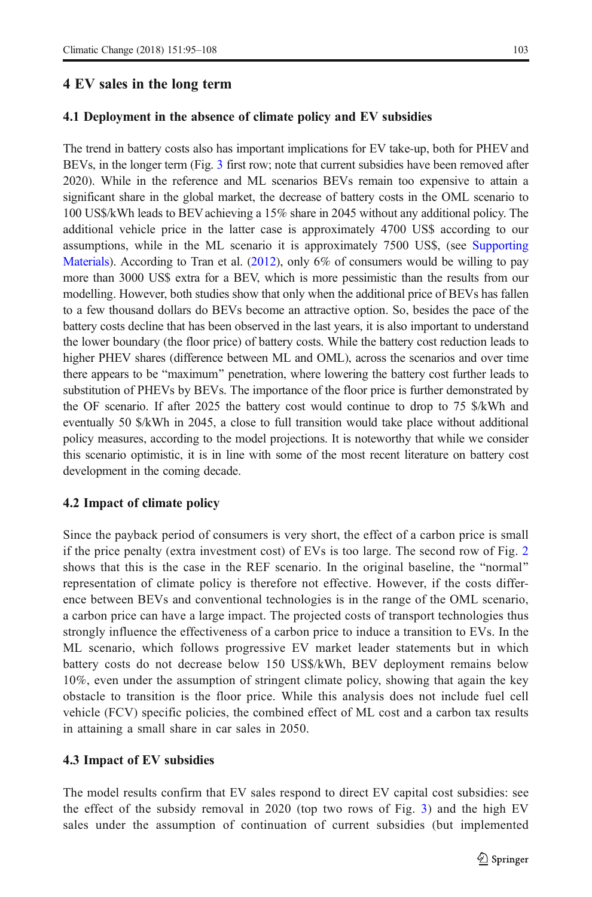## 4 EV sales in the long term

### 4.1 Deployment in the absence of climate policy and EV subsidies

The trend in battery costs also has important implications for EV take-up, both for PHEV and BEVs, in the longer term (Fig. 3 first row; note that current subsidies have been removed after 2020). While in the reference and ML scenarios BEVs remain too expensive to attain a significant share in the global market, the decrease of battery costs in the OML scenario to 100 US$/kWh leads to BEV achieving a 15% share in 2045 without any additional policy. The additional vehicle price in the latter case is approximately 4700 US$ according to our assumptions, while in the ML scenario it is approximately 7500 US$, (see Supporting Materials). According to Tran et al. (2012), only 6% of consumers would be willing to pay more than 3000 US$ extra for a BEV, which is more pessimistic than the results from our modelling. However, both studies show that only when the additional price of BEVs has fallen to a few thousand dollars do BEVs become an attractive option. So, besides the pace of the battery costs decline that has been observed in the last years, it is also important to understand the lower boundary (the floor price) of battery costs. While the battery cost reduction leads to higher PHEV shares (difference between ML and OML), across the scenarios and over time there appears to be "maximum" penetration, where lowering the battery cost further leads to substitution of PHEVs by BEVs. The importance of the floor price is further demonstrated by the OF scenario. If after 2025 the battery cost would continue to drop to 75 $/kWh and eventually 50 $/kWh in 2045, a close to full transition would take place without additional policy measures, according to the model projections. It is noteworthy that while we consider this scenario optimistic, it is in line with some of the most recent literature on battery cost development in the coming decade.

### 4.2 Impact of climate policy

Since the payback period of consumers is very short, the effect of a carbon price is small if the price penalty (extra investment cost) of EVs is too large. The second row of Fig. 2 shows that this is the case in the REF scenario. In the original baseline, the "normal" representation of climate policy is therefore not effective. However, if the costs difference between BEVs and conventional technologies is in the range of the OML scenario, a carbon price can have a large impact. The projected costs of transport technologies thus strongly influence the effectiveness of a carbon price to induce a transition to EVs. In the ML scenario, which follows progressive EV market leader statements but in which battery costs do not decrease below 150 US$/kWh, BEV deployment remains below 10%, even under the assumption of stringent climate policy, showing that again the key obstacle to transition is the floor price. While this analysis does not include fuel cell vehicle (FCV) specific policies, the combined effect of ML cost and a carbon tax results in attaining a small share in car sales in 2050.

### 4.3 Impact of EV subsidies

The model results confirm that EV sales respond to direct EV capital cost subsidies: see the effect of the subsidy removal in 2020 (top two rows of Fig. 3) and the high EV sales under the assumption of continuation of current subsidies (but implemented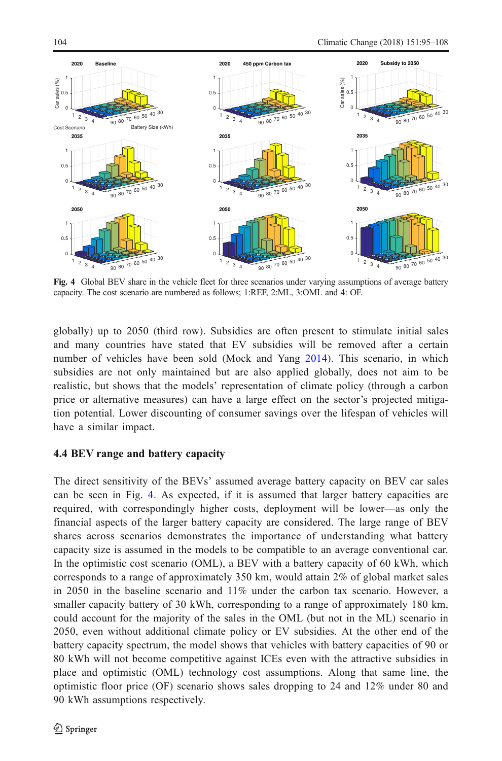Fig. 4 Global BEV share in the vehicle fleet for three scenarios under varying assumptions of average battery capacity. The cost scenario are numbered as follows; 1:REF, 2:ML, 3:OML and 4: OF.

globally) up to 2050 (third row). Subsidies are often present to stimulate initial sales and many countries have stated that EV subsidies will be removed after a certain number of vehicles have been sold (Mock and Yang 2014). This scenario, in which subsidies are not only maintained but are also applied globally, does not aim to be realistic, but shows that the models' representation of climate policy (through a carbon price or alternative measures) can have a large effect on the sector's projected mitigation potential. Lower discounting of consumer savings over the lifespan of vehicles will have a similar impact.

### 4.4 BEV range and battery capacity

The direct sensitivity of the BEVs' assumed average battery capacity on BEV car sales can be seen in Fig. 4. As expected, if it is assumed that larger battery capacities are required, with correspondingly higher costs, deployment will be lower—as only the financial aspects of the larger battery capacity are considered. The large range of BEV shares across scenarios demonstrates the importance of understanding what battery capacity size is assumed in the models to be compatible to an average conventional car. In the optimistic cost scenario (OML), a BEV with a battery capacity of 60 kWh, which corresponds to a range of approximately 350 km, would attain 2% of global market sales in 2050 in the baseline scenario and 11% under the carbon tax scenario. However, a smaller capacity battery of 30 kWh, corresponding to a range of approximately 180 km, could account for the majority of the sales in the OML (but not in the ML) scenario in 2050, even without additional climate policy or EV subsidies. At the other end of the battery capacity spectrum, the model shows that vehicles with battery capacities of 90 or 80 kWh will not become competitive against ICEs even with the attractive subsidies in place and optimistic (OML) technology cost assumptions. Along that same line, the optimistic floor price (OF) scenario shows sales dropping to 24 and 12% under 80 and 90 kWh assumptions respectively.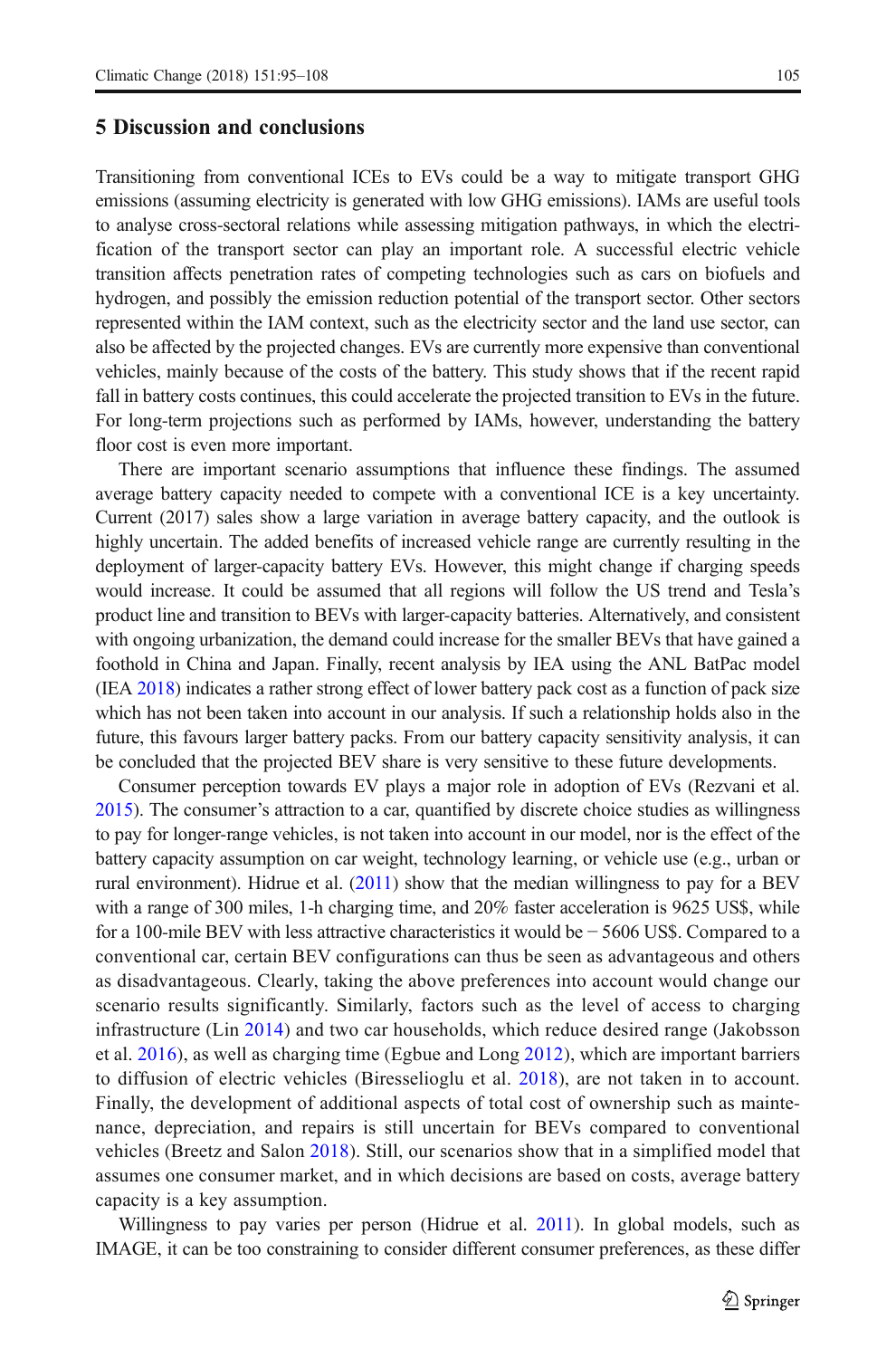## 5 Discussion and conclusions

Transitioning from conventional ICEs to EVs could be a way to mitigate transport GHG emissions (assuming electricity is generated with low GHG emissions). IAMs are useful tools to analyse cross-sectoral relations while assessing mitigation pathways, in which the electrification of the transport sector can play an important role. A successful electric vehicle transition affects penetration rates of competing technologies such as cars on biofuels and hydrogen, and possibly the emission reduction potential of the transport sector. Other sectors represented within the IAM context, such as the electricity sector and the land use sector, can also be affected by the projected changes. EVs are currently more expensive than conventional vehicles, mainly because of the costs of the battery. This study shows that if the recent rapid fall in battery costs continues, this could accelerate the projected transition to EVs in the future. For long-term projections such as performed by IAMs, however, understanding the battery floor cost is even more important.

There are important scenario assumptions that influence these findings. The assumed average battery capacity needed to compete with a conventional ICE is a key uncertainty. Current (2017) sales show a large variation in average battery capacity, and the outlook is highly uncertain. The added benefits of increased vehicle range are currently resulting in the deployment of larger-capacity battery EVs. However, this might change if charging speeds would increase. It could be assumed that all regions will follow the US trend and Tesla's product line and transition to BEVs with larger-capacity batteries. Alternatively, and consistent with ongoing urbanization, the demand could increase for the smaller BEVs that have gained a foothold in China and Japan. Finally, recent analysis by IEA using the ANL BatPac model (IEA 2018) indicates a rather strong effect of lower battery pack cost as a function of pack size which has not been taken into account in our analysis. If such a relationship holds also in the future, this favours larger battery packs. From our battery capacity sensitivity analysis, it can be concluded that the projected BEV share is very sensitive to these future developments.

Consumer perception towards EV plays a major role in adoption of EVs (Rezvani et al. 2015). The consumer's attraction to a car, quantified by discrete choice studies as willingness to pay for longer-range vehicles, is not taken into account in our model, nor is the effect of the battery capacity assumption on car weight, technology learning, or vehicle use (e.g., urban or rural environment). Hidrue et al. (2011) show that the median willingness to pay for a BEV with a range of 300 miles, 1-h charging time, and 20% faster acceleration is 9625 US$, while for a 100-mile BEV with less attractive characteristics it would be − 5606 US$. Compared to a conventional car, certain BEV configurations can thus be seen as advantageous and others as disadvantageous. Clearly, taking the above preferences into account would change our scenario results significantly. Similarly, factors such as the level of access to charging infrastructure (Lin 2014) and two car households, which reduce desired range (Jakobsson et al. 2016), as well as charging time (Egbue and Long 2012), which are important barriers to diffusion of electric vehicles (Biresselioglu et al. 2018), are not taken in to account. Finally, the development of additional aspects of total cost of ownership such as maintenance, depreciation, and repairs is still uncertain for BEVs compared to conventional vehicles (Breetz and Salon 2018). Still, our scenarios show that in a simplified model that assumes one consumer market, and in which decisions are based on costs, average battery capacity is a key assumption.

Willingness to pay varies per person (Hidrue et al. 2011). In global models, such as IMAGE, it can be too constraining to consider different consumer preferences, as these differ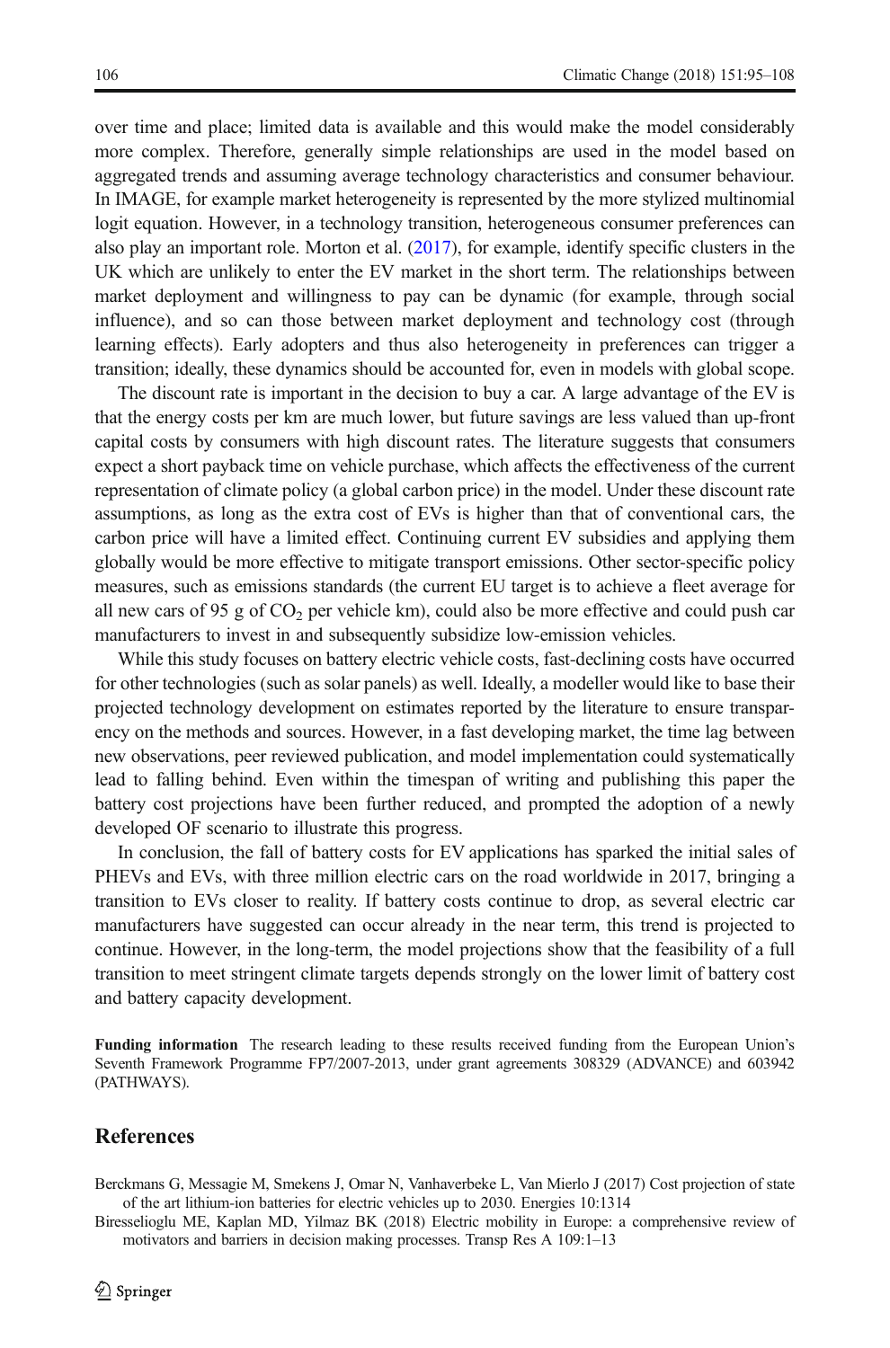over time and place; limited data is available and this would make the model considerably more complex. Therefore, generally simple relationships are used in the model based on aggregated trends and assuming average technology characteristics and consumer behaviour. In IMAGE, for example market heterogeneity is represented by the more stylized multinomial logit equation. However, in a technology transition, heterogeneous consumer preferences can also play an important role. Morton et al. (2017), for example, identify specific clusters in the UK which are unlikely to enter the EV market in the short term. The relationships between market deployment and willingness to pay can be dynamic (for example, through social influence), and so can those between market deployment and technology cost (through learning effects). Early adopters and thus also heterogeneity in preferences can trigger a transition; ideally, these dynamics should be accounted for, even in models with global scope.

The discount rate is important in the decision to buy a car. A large advantage of the EV is that the energy costs per km are much lower, but future savings are less valued than up-front capital costs by consumers with high discount rates. The literature suggests that consumers expect a short payback time on vehicle purchase, which affects the effectiveness of the current representation of climate policy (a global carbon price) in the model. Under these discount rate assumptions, as long as the extra cost of EVs is higher than that of conventional cars, the carbon price will have a limited effect. Continuing current EV subsidies and applying them globally would be more effective to mitigate transport emissions. Other sector-specific policy measures, such as emissions standards (the current EU target is to achieve a fleet average for all new cars of 95 g of $CO_2$ per vehicle km), could also be more effective and could push car manufacturers to invest in and subsequently subsidize low-emission vehicles.

While this study focuses on battery electric vehicle costs, fast-declining costs have occurred for other technologies (such as solar panels) as well. Ideally, a modeller would like to base their projected technology development on estimates reported by the literature to ensure transparency on the methods and sources. However, in a fast developing market, the time lag between new observations, peer reviewed publication, and model implementation could systematically lead to falling behind. Even within the timespan of writing and publishing this paper the battery cost projections have been further reduced, and prompted the adoption of a newly developed OF scenario to illustrate this progress.

In conclusion, the fall of battery costs for EV applications has sparked the initial sales of PHEVs and EVs, with three million electric cars on the road worldwide in 2017, bringing a transition to EVs closer to reality. If battery costs continue to drop, as several electric car manufacturers have suggested can occur already in the near term, this trend is projected to continue. However, in the long-term, the model projections show that the feasibility of a full transition to meet stringent climate targets depends strongly on the lower limit of battery cost and battery capacity development.

**Funding information** The research leading to these results received funding from the European Union's Seventh Framework Programme FP7/2007-2013, under grant agreements 308329 (ADVANCE) and 603942 (PATHWAYS).

## References

Berckmans G, Messagie M, Smekens J, Omar N, Vanhaverbeke L, Van Mierlo J (2017) Cost projection of state of the art lithium-ion batteries for electric vehicles up to 2030. Energies 10:1314

Biresselioglu ME, Kaplan MD, Yilmaz BK (2018) Electric mobility in Europe: a comprehensive review of motivators and barriers in decision making processes. Transp Res A 109:1–13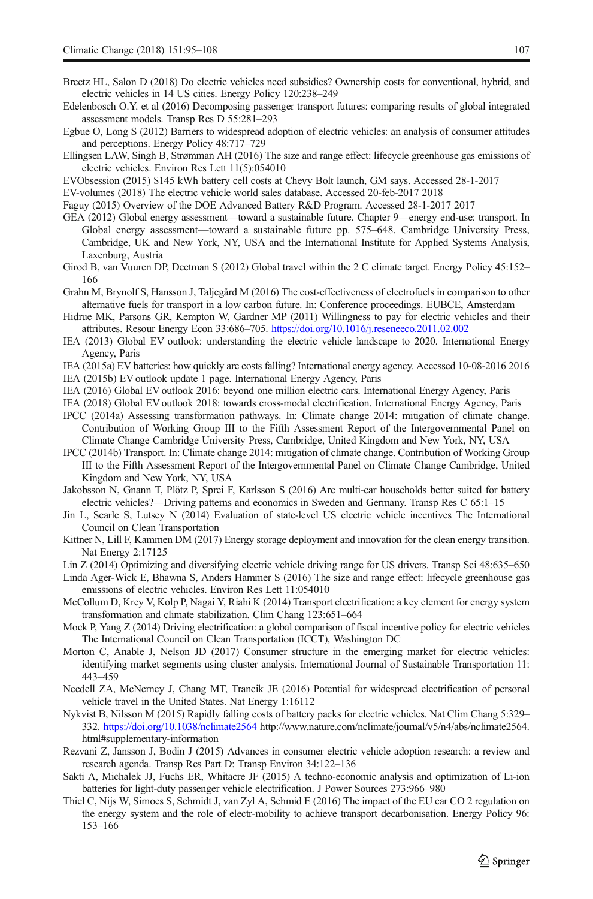Breetz HL, Salon D (2018) Do electric vehicles need subsidies? Ownership costs for conventional, hybrid, and electric vehicles in 14 US cities. Energy Policy 120:238–249

Edelenbosch O.Y. et al (2016) Decomposing passenger transport futures: comparing results of global integrated assessment models. Transp Res D 55:281–293

Egbue O, Long S (2012) Barriers to widespread adoption of electric vehicles: an analysis of consumer attitudes and perceptions. Energy Policy 48:717–729

Ellingsen LAW, Singh B, Strømman AH (2016) The size and range effect: lifecycle greenhouse gas emissions of electric vehicles. Environ Res Lett 11(5):054010

EVObsession (2015) $145 kWh battery cell costs at Chevy Bolt launch, GM says. Accessed 28-1-2017

EV-volumes (2018) The electric vehicle world sales database. Accessed 20-feb-2017 2018

Faguy (2015) Overview of the DOE Advanced Battery R&D Program. Accessed 28-1-2017 2017

GEA (2012) Global energy assessment—toward a sustainable future. Chapter 9—energy end-use: transport. In Global energy assessment—toward a sustainable future pp. 575–648. Cambridge University Press, Cambridge, UK and New York, NY, USA and the International Institute for Applied Systems Analysis, Laxenburg, Austria

Girod B, van Vuuren DP, Deetman S (2012) Global travel within the 2 C climate target. Energy Policy 45:152–166

Grahn M, Brynolf S, Hansson J, Taljegård M (2016) The cost-effectiveness of electrofuels in comparison to other alternative fuels for transport in a low carbon future. In: Conference proceedings. EUBCE, Amsterdam

Hidrue MK, Parsons GR, Kempton W, Gardner MP (2011) Willingness to pay for electric vehicles and their attributes. Resour Energy Econ 33:686–705. https://doi.org/10.1016/j.reseneeco.2011.02.002

IEA (2013) Global EV outlook: understanding the electric vehicle landscape to 2020. International Energy Agency, Paris

IEA (2015a) EV batteries: how quickly are costs falling? International energy agency. Accessed 10-08-2016 2016

IEA (2015b) EV outlook update 1 page. International Energy Agency, Paris

IEA (2016) Global EV outlook 2016: beyond one million electric cars. International Energy Agency, Paris

IEA (2018) Global EV outlook 2018: towards cross-modal electrification. International Energy Agency, Paris

IPCC (2014a) Assessing transformation pathways. In: Climate change 2014: mitigation of climate change. Contribution of Working Group III to the Fifth Assessment Report of the Intergovernmental Panel on Climate Change Cambridge University Press, Cambridge, United Kingdom and New York, NY, USA

IPCC (2014b) Transport. In: Climate change 2014: mitigation of climate change. Contribution of Working Group III to the Fifth Assessment Report of the Intergovernmental Panel on Climate Change Cambridge, United Kingdom and New York, NY, USA

Jakobsson N, Gnann T, Plötz P, Sprei F, Karlsson S (2016) Are multi-car households better suited for battery electric vehicles?—Driving patterns and economics in Sweden and Germany. Transp Res C 65:1–15

Jin L, Searle S, Lutsey N (2014) Evaluation of state-level US electric vehicle incentives The International Council on Clean Transportation

Kittner N, Lill F, Kammen DM (2017) Energy storage deployment and innovation for the clean energy transition. Nat Energy 2:17125

Lin Z (2014) Optimizing and diversifying electric vehicle driving range for US drivers. Transp Sci 48:635–650

Linda Ager-Wick E, Bhawna S, Anders Hammer S (2016) The size and range effect: lifecycle greenhouse gas emissions of electric vehicles. Environ Res Lett 11:054010

McCollum D, Krey V, Kolp P, Nagai Y, Riahi K (2014) Transport electrification: a key element for energy system transformation and climate stabilization. Clim Chang 123:651–664

Mock P, Yang Z (2014) Driving electrification: a global comparison of fiscal incentive policy for electric vehicles The International Council on Clean Transportation (ICCT), Washington DC

Morton C, Anable J, Nelson JD (2017) Consumer structure in the emerging market for electric vehicles: identifying market segments using cluster analysis. International Journal of Sustainable Transportation 11: 443–459

Needell ZA, McNerney J, Chang MT, Trancik JE (2016) Potential for widespread electrification of personal vehicle travel in the United States. Nat Energy 1:16112

Nykvist B, Nilsson M (2015) Rapidly falling costs of battery packs for electric vehicles. Nat Clim Chang 5:329–332. https://doi.org/10.1038/nclimate2564 http://www.nature.com/nclimate/journal/v5/n4/abs/nclimate2564.html#supplementary-information

Rezvani Z, Jansson J, Bodin J (2015) Advances in consumer electric vehicle adoption research: a review and research agenda. Transp Res Part D: Transp Environ 34:122–136

Sakti A, Michalek JJ, Fuchs ER, Whitacre JF (2015) A techno-economic analysis and optimization of Li-ion batteries for light-duty passenger vehicle electrification. J Power Sources 273:966–980

Thiel C, Nijs W, Simoes S, Schmidt J, van Zyl A, Schmid E (2016) The impact of the EU car CO 2 regulation on the energy system and the role of electr-mobility to achieve transport decarbonisation. Energy Policy 96: 153–166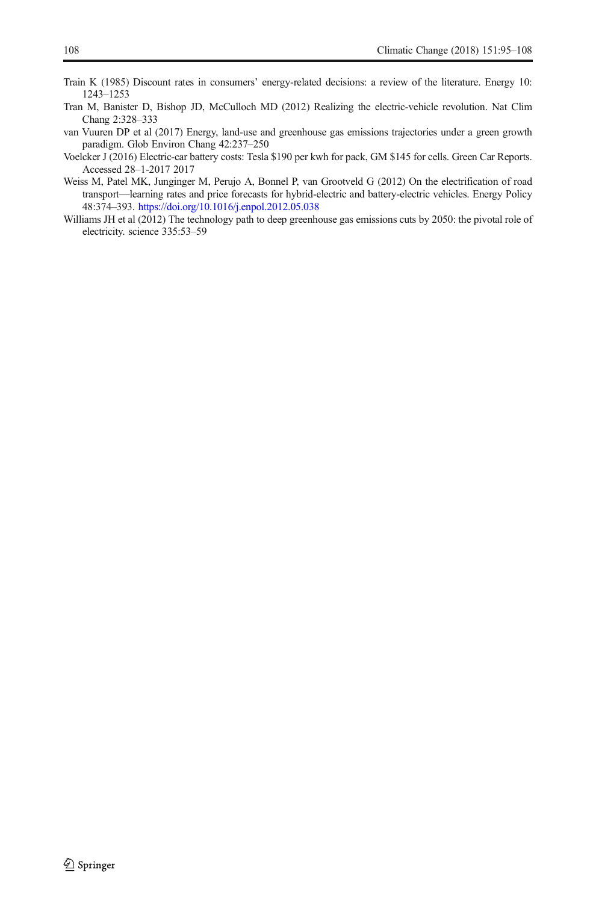Train K (1985) Discount rates in consumers' energy-related decisions: a review of the literature. Energy 10: 1243–1253

Tran M, Banister D, Bishop JD, McCulloch MD (2012) Realizing the electric-vehicle revolution. Nat Clim Chang 2:328–333

van Vuuren DP et al (2017) Energy, land-use and greenhouse gas emissions trajectories under a green growth paradigm. Glob Environ Chang 42:237–250

Voelcker J (2016) Electric-car battery costs: Tesla $190 per kwh for pack, GM $145 for cells. Green Car Reports. Accessed 28–1-2017 2017

Weiss M, Patel MK, Junginger M, Perujo A, Bonnel P, van Grootveld G (2012) On the electrification of road transport—learning rates and price forecasts for hybrid-electric and battery-electric vehicles. Energy Policy 48:374–393. https://doi.org/10.1016/j.enpol.2012.05.038

Williams JH et al (2012) The technology path to deep greenhouse gas emissions cuts by 2050: the pivotal role of electricity. science 335:53–59